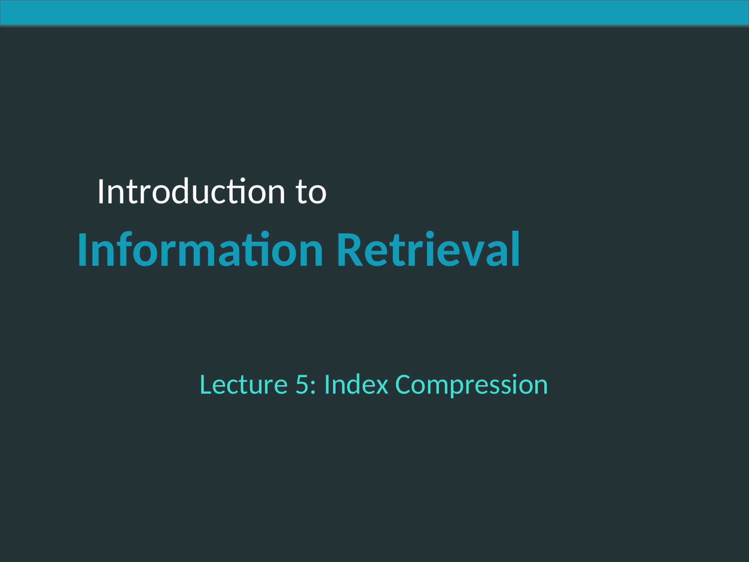Introduction to

# Information Retrieval

Lecture 5: Index Compression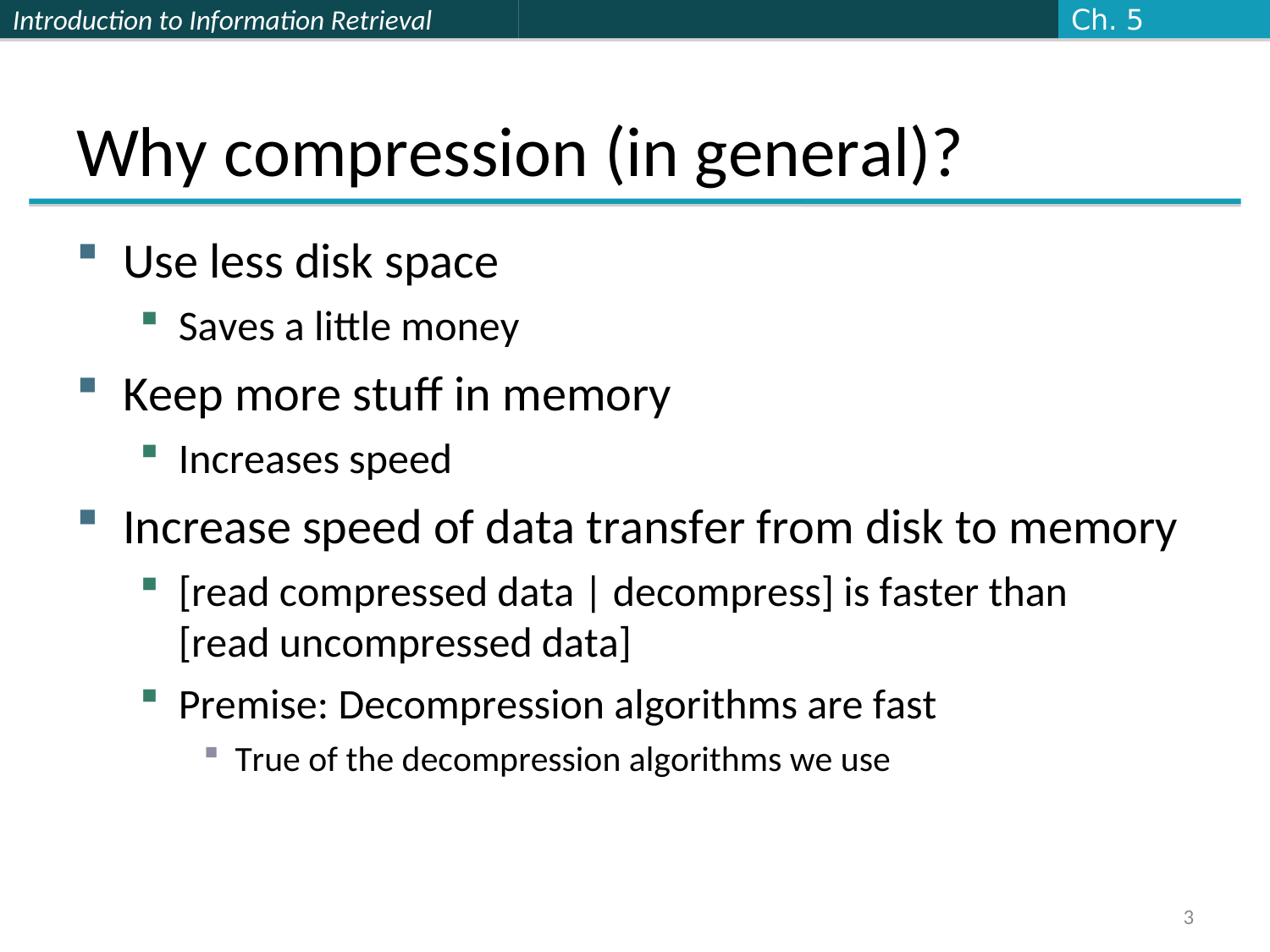# Why compression (in general)?

- Use less disk space
  - Saves a little money
- Keep more stuff in memory
  - Increases speed
- Increase speed of data transfer from disk to memory
  - [read compressed data | decompress] is faster than [read uncompressed data]
  - Premise: Decompression algorithms are fast
    - True of the decompression algorithms we use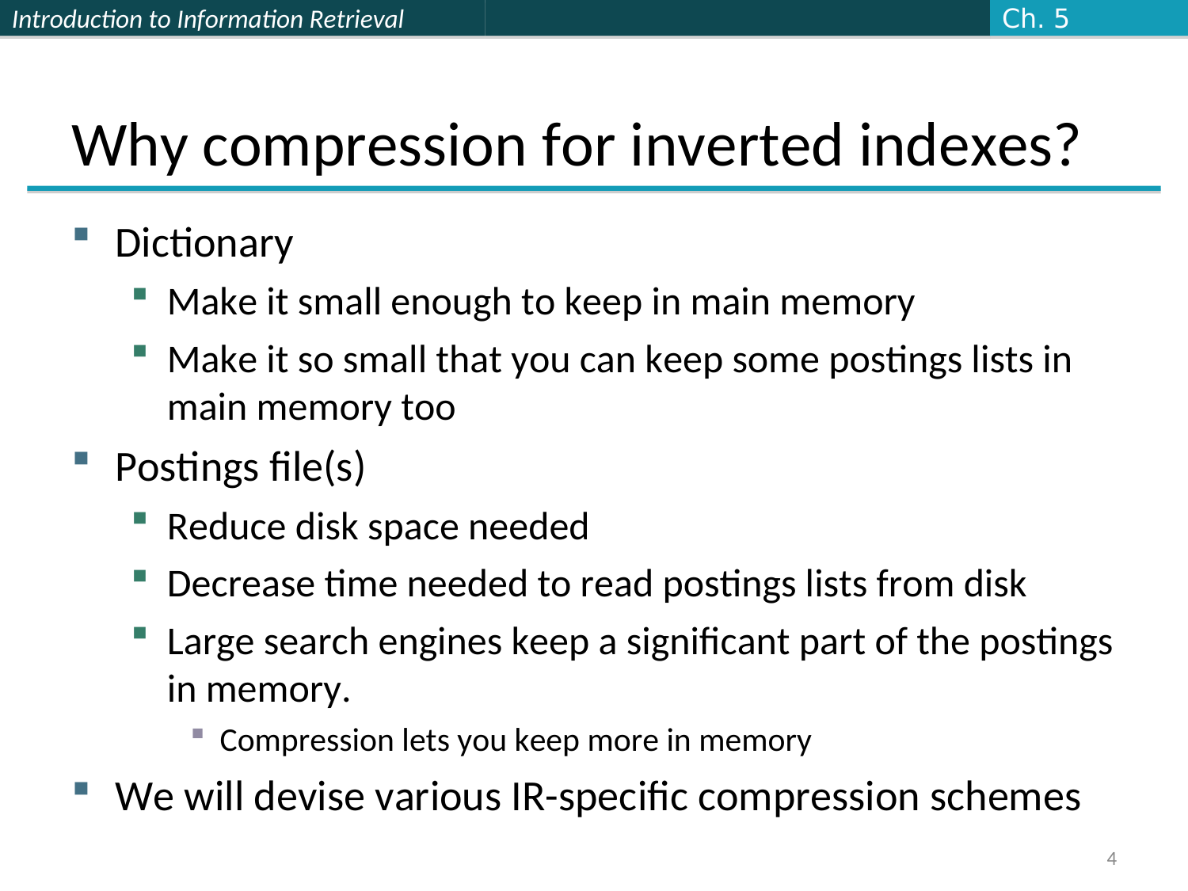# Why compression for inverted indexes?

- Dictionary
  - Make it small enough to keep in main memory
  - Make it so small that you can keep some postings lists in main memory too
- Postings file(s)
  - Reduce disk space needed
  - Decrease time needed to read postings lists from disk
  - Large search engines keep a significant part of the postings in memory.
    - Compression lets you keep more in memory
- We will devise various IR-specific compression schemes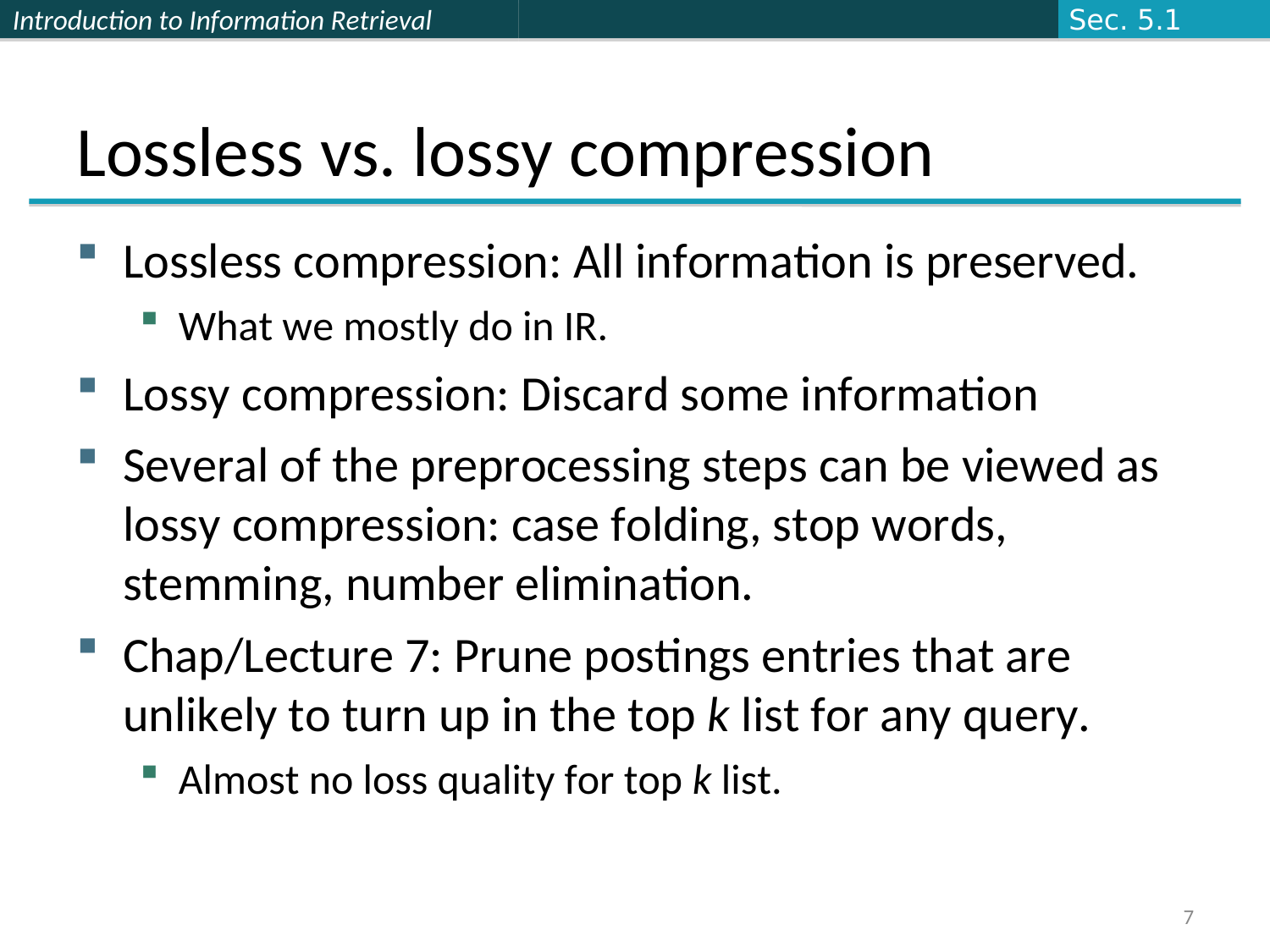# Lossless vs. lossy compression

- Lossless compression: All information is preserved.
  - What we mostly do in IR.
- Lossy compression: Discard some information
- Several of the preprocessing steps can be viewed as lossy compression: case folding, stop words, stemming, number elimination.
- Chap/Lecture 7: Prune postings entries that are unlikely to turn up in the top *k* list for any query.
  - Almost no loss quality for top *k* list.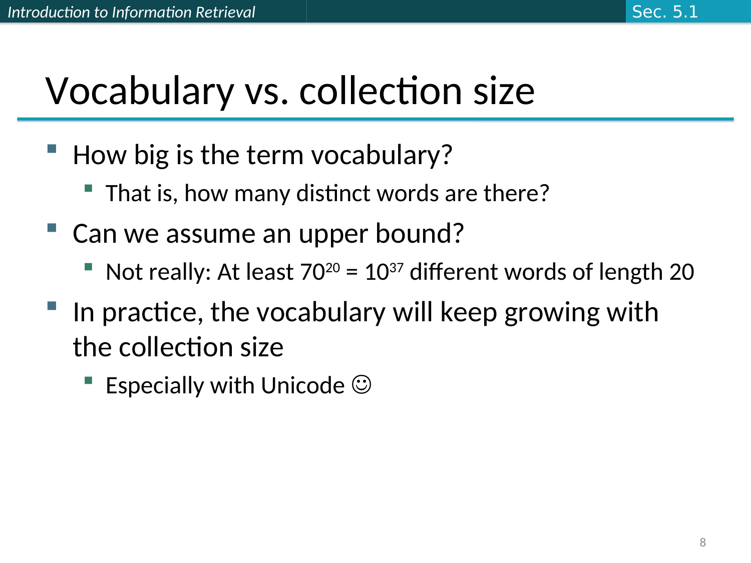# Vocabulary vs. collection size

- How big is the term vocabulary?
  - That is, how many distinct words are there?
- Can we assume an upper bound?
  - Not really: At least $70^{20} = 10^{37}$ different words of length 20
- In practice, the vocabulary will keep growing with the collection size
  - Especially with Unicode ☺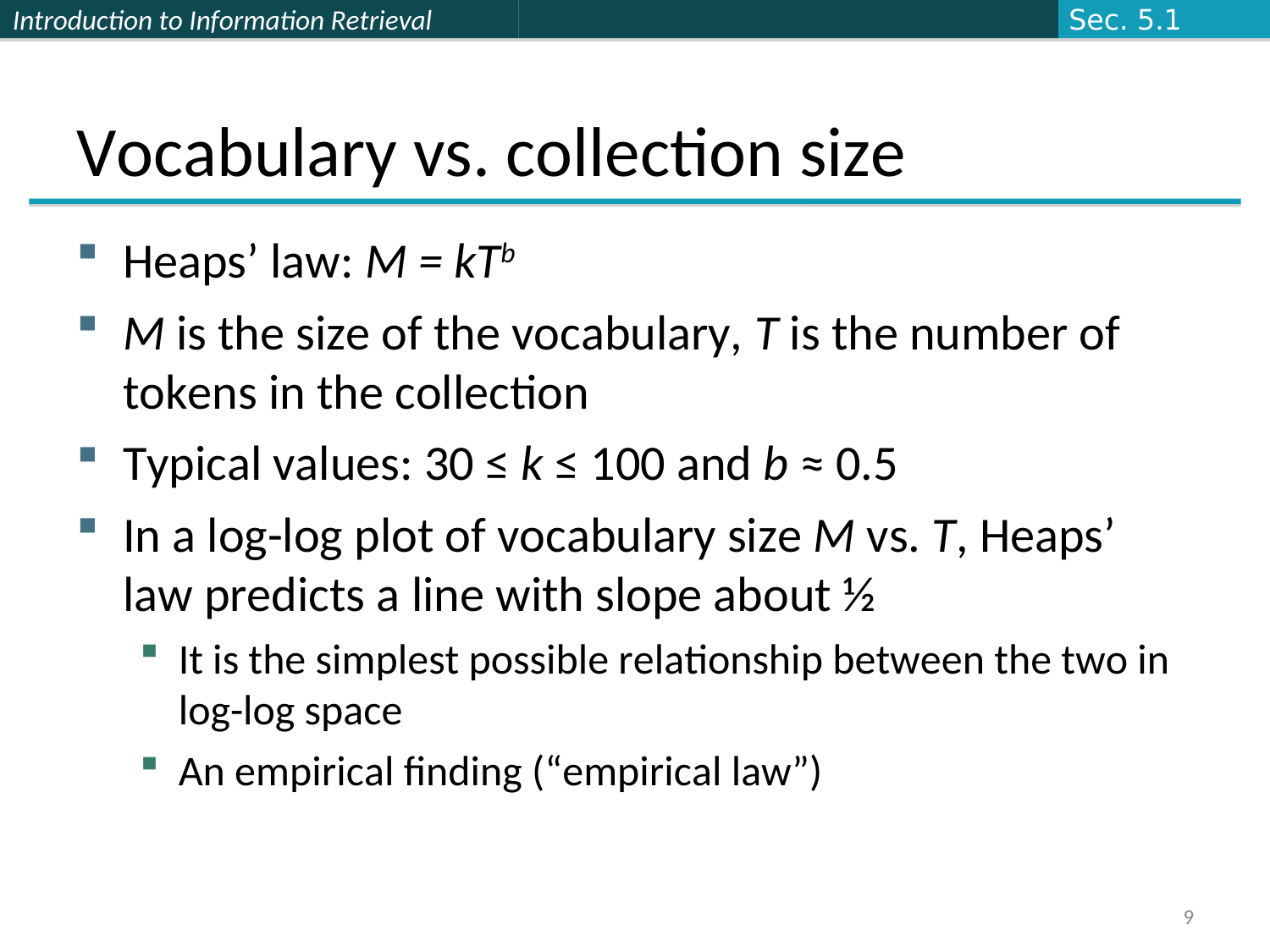# Vocabulary vs. collection size

- Heaps' law: $M = kT^b$
- $M$ is the size of the vocabulary, $T$ is the number of tokens in the collection
- Typical values: $30 \leq k \leq 100$ and $b \approx 0.5$
- In a log-log plot of vocabulary size $M$ vs. $T$, Heaps' law predicts a line with slope about ½
  - It is the simplest possible relationship between the two in log-log space
  - An empirical finding ("empirical law")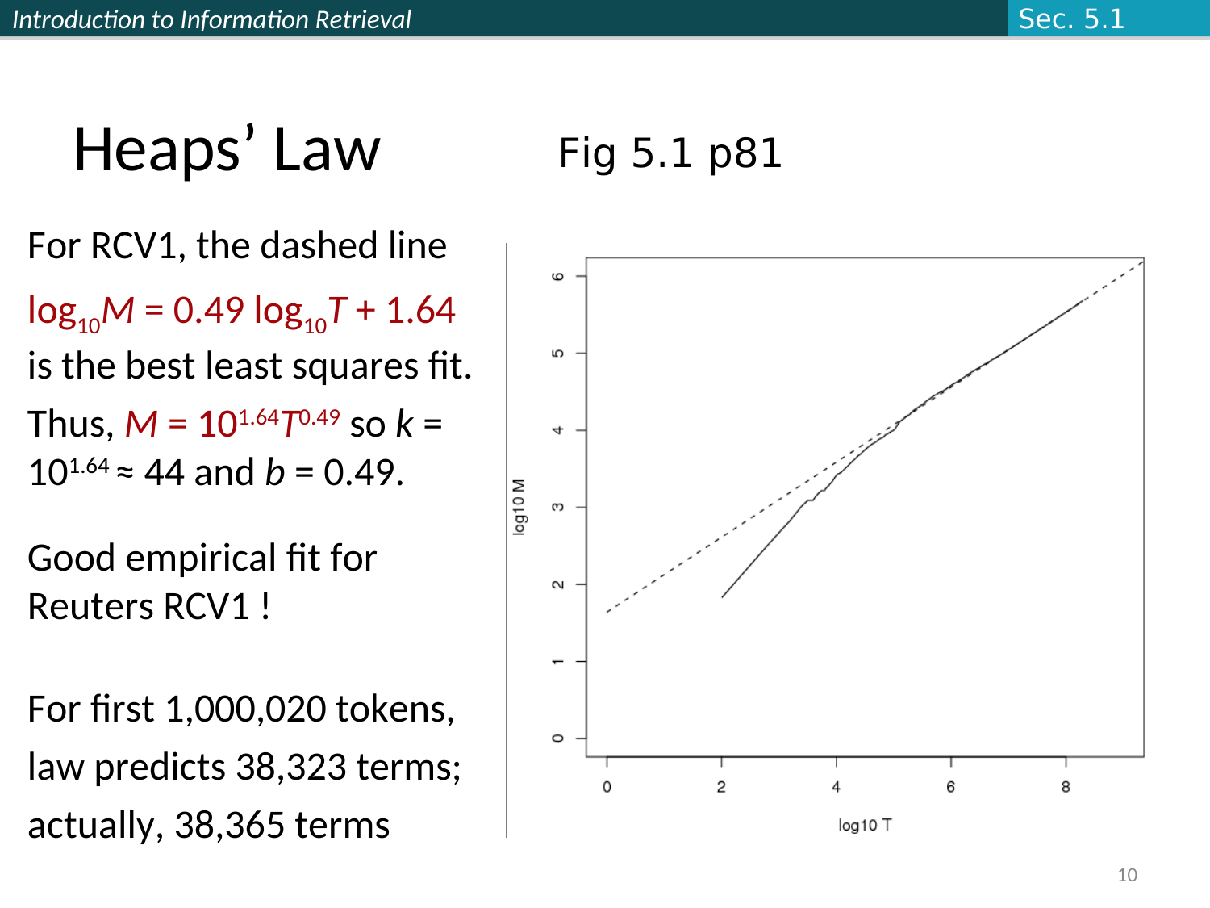# Heaps' Law

Fig 5.1 p81

For RCV1, the dashed line

$\log_{10} M = 0.49 \log_{10} T + 1.64$

is the best least squares fit.

Thus, $M = 10^{1.64} T^{0.49}$ so $k = 10^{1.64} \approx 44$ and $b = 0.49$.

Good empirical fit for Reuters RCV1 !

For first 1,000,020 tokens, law predicts 38,323 terms; actually, 38,365 terms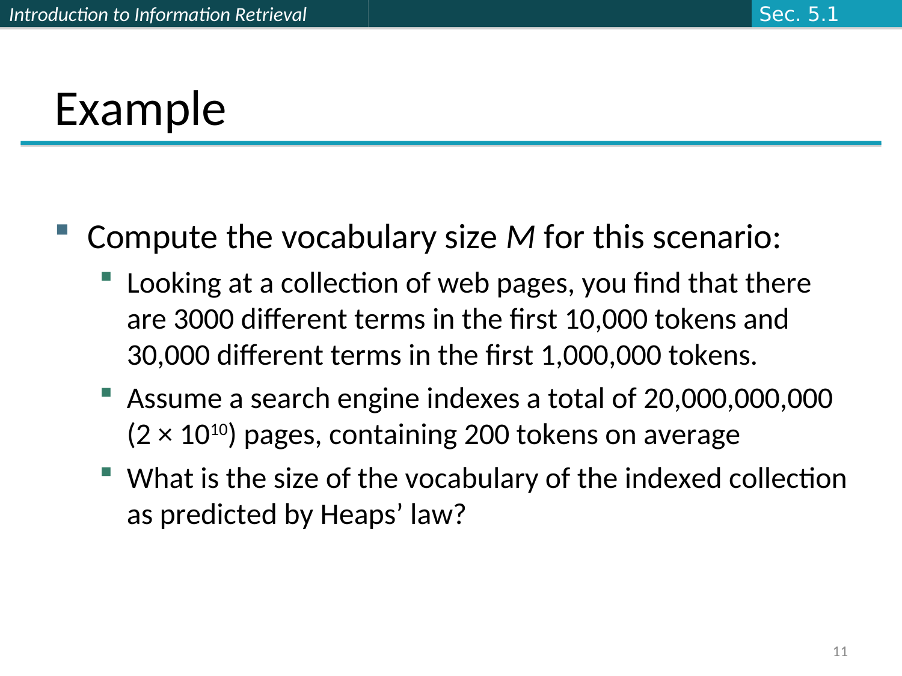# Example

- Compute the vocabulary size *M* for this scenario:
  - Looking at a collection of web pages, you find that there are 3000 different terms in the first 10,000 tokens and 30,000 different terms in the first 1,000,000 tokens.
  - Assume a search engine indexes a total of 20,000,000,000 ($2 \times 10^{10}$) pages, containing 200 tokens on average
  - What is the size of the vocabulary of the indexed collection as predicted by Heaps' law?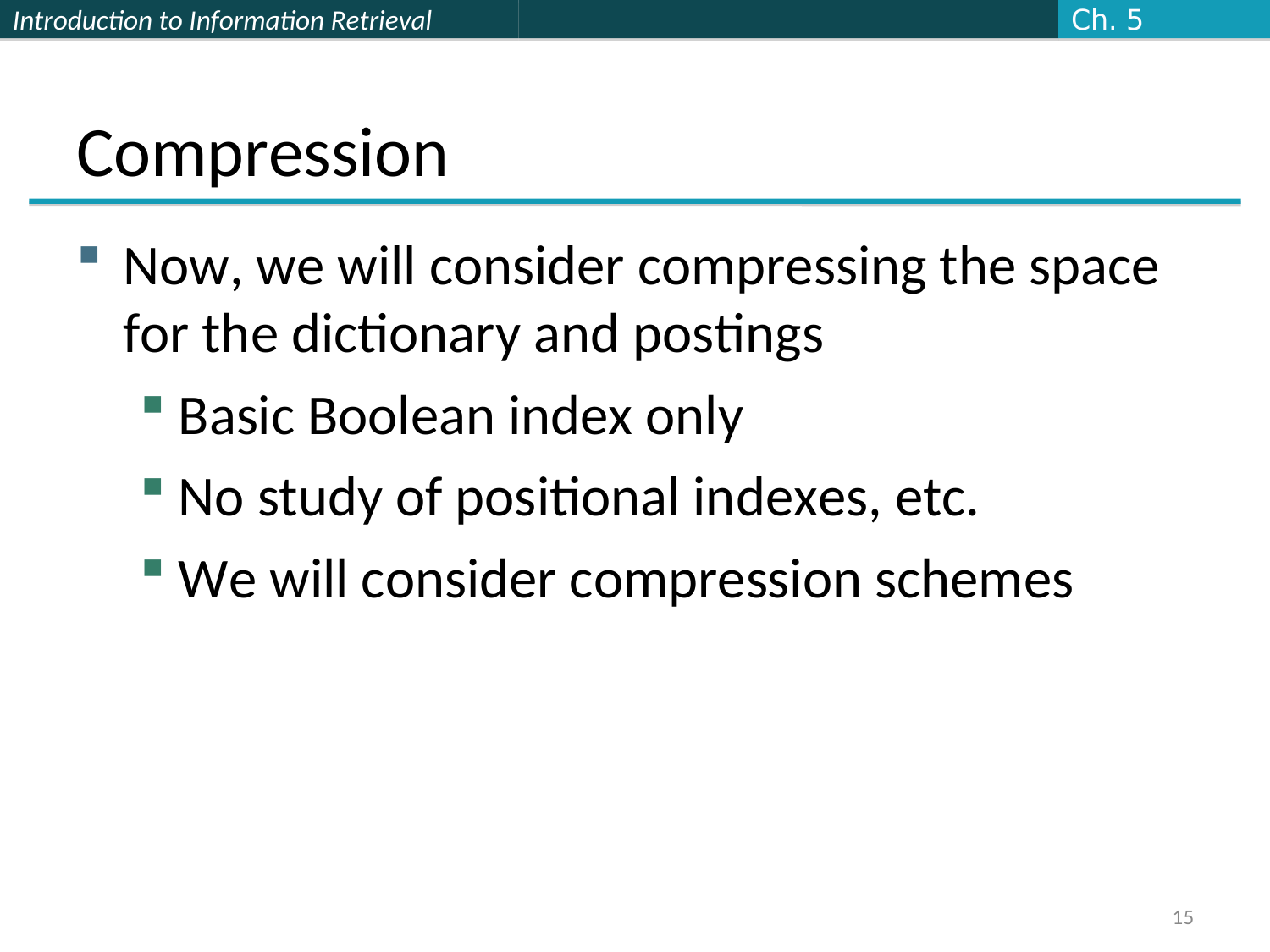# Compression

- Now, we will consider compressing the space for the dictionary and postings
  - Basic Boolean index only
  - No study of positional indexes, etc.
  - We will consider compression schemes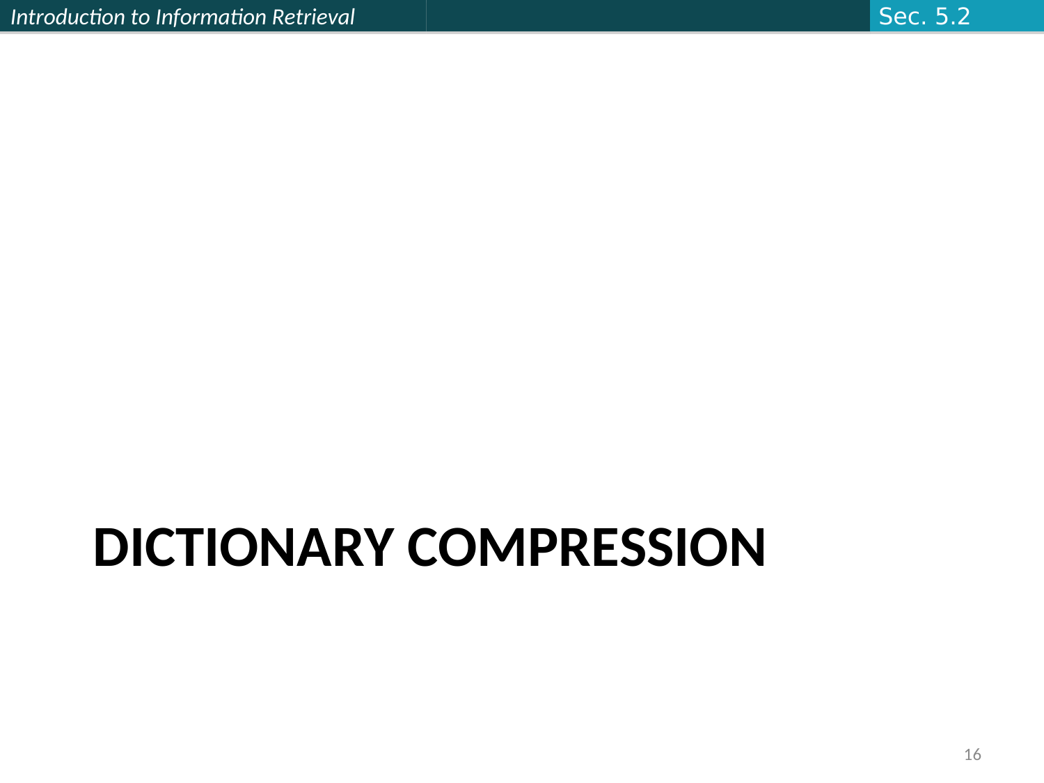# DICTIONARY COMPRESSION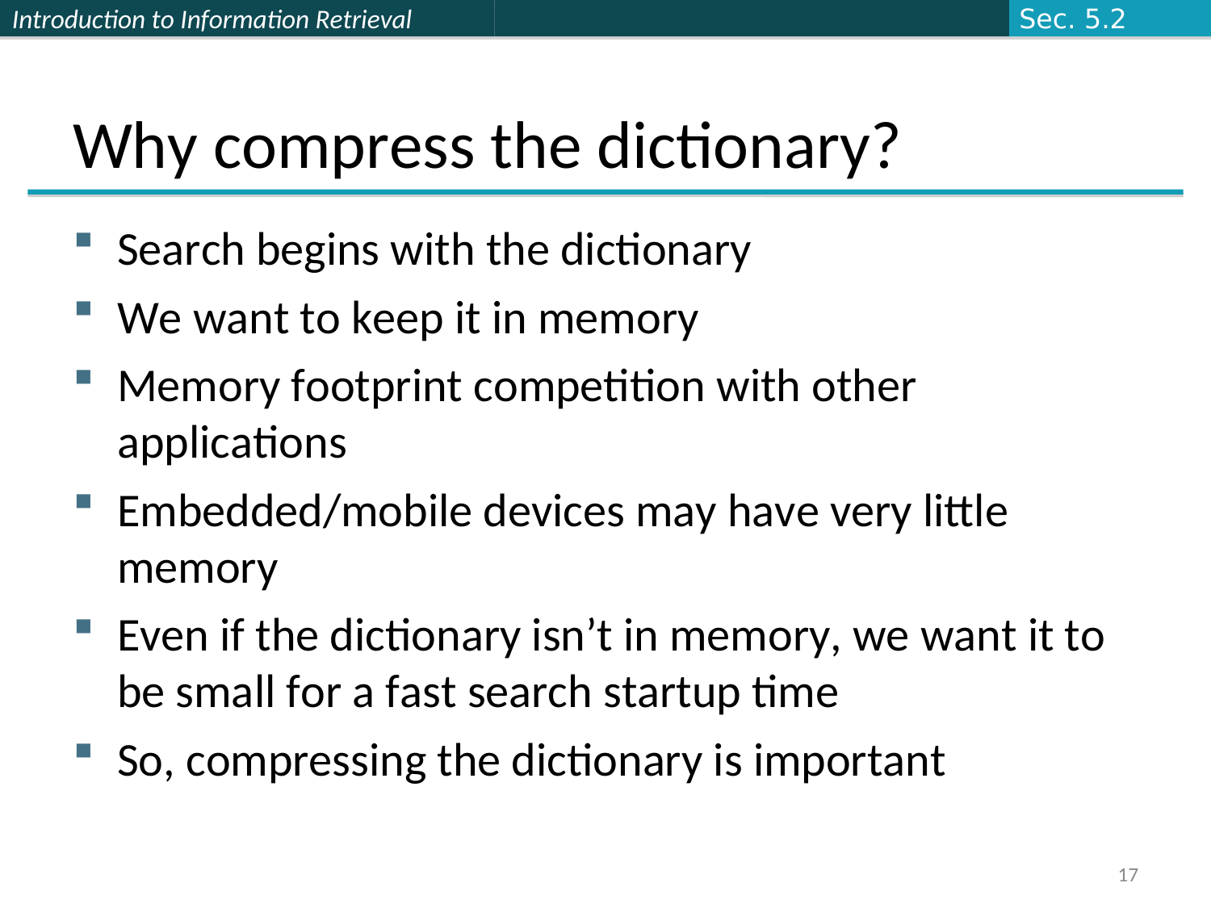# Why compress the dictionary?

- Search begins with the dictionary
- We want to keep it in memory
- Memory footprint competition with other applications
- Embedded/mobile devices may have very little memory
- Even if the dictionary isn't in memory, we want it to be small for a fast search startup time
- So, compressing the dictionary is important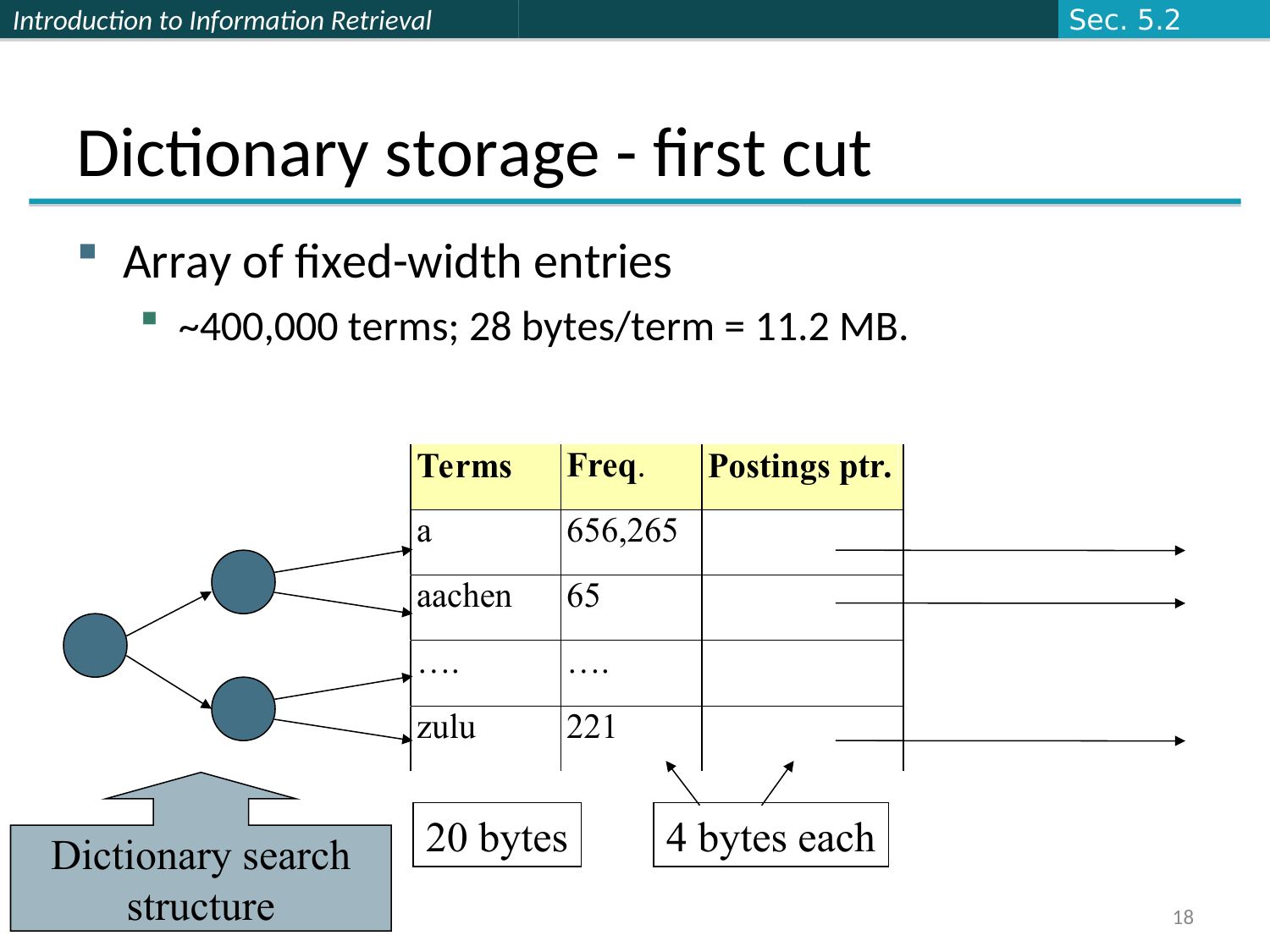# Dictionary storage - first cut

- Array of fixed-width entries
  - ~400,000 terms; 28 bytes/term = 11.2 MB.

| Terms | Freq. | Postings ptr. |
|---|---|---|
| a | 656,265 | |
| aachen | 65 | |
| …. | …. | |
| zulu | 221 | |

Dictionary search structure

20 bytes

4 bytes each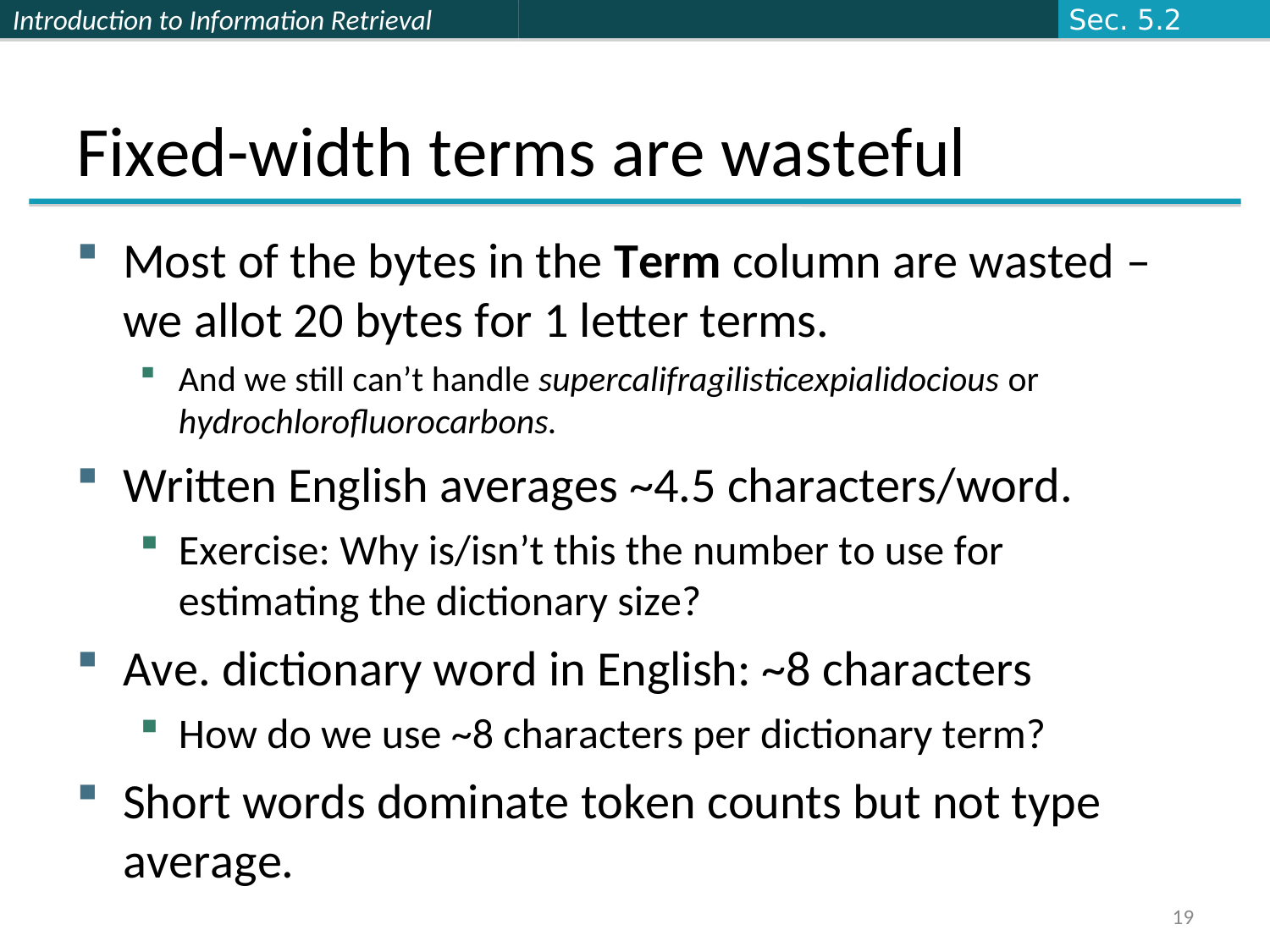# Fixed-width terms are wasteful

- Most of the bytes in the **Term** column are wasted – we allot 20 bytes for 1 letter terms.
  - And we still can't handle *supercalifragilisticexpialidocious* or *hydrochlorofluorocarbons*.
- Written English averages ~4.5 characters/word.
  - Exercise: Why is/isn't this the number to use for estimating the dictionary size?
- Ave. dictionary word in English: ~8 characters
  - How do we use ~8 characters per dictionary term?
- Short words dominate token counts but not type average.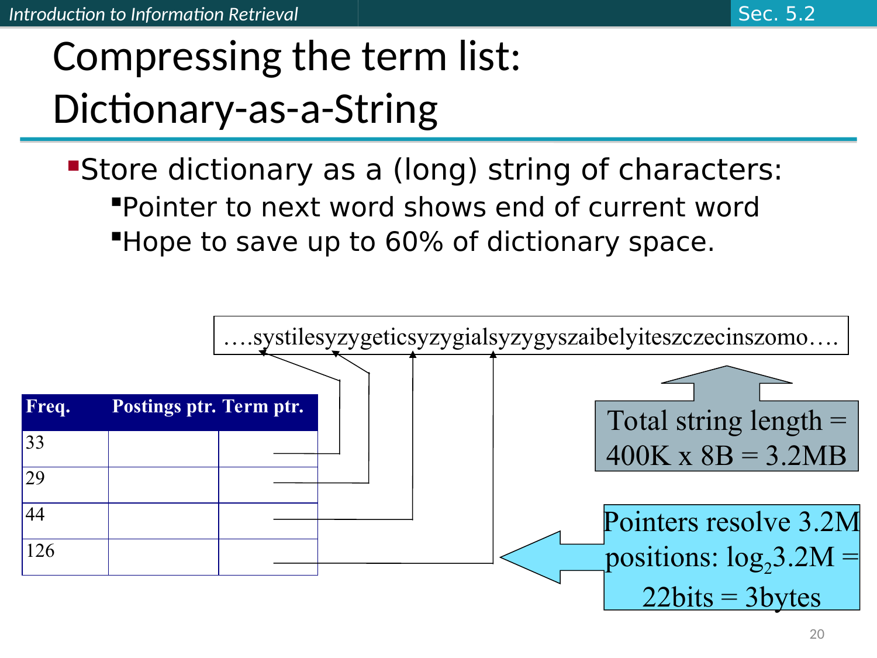# Compressing the term list: Dictionary-as-a-String

- Store dictionary as a (long) string of characters:
  - Pointer to next word shows end of current word
  - Hope to save up to 60% of dictionary space.

….systilesyzygeticsyzygialsyzygyszaibelyiteszczecinszomo….

| Freq. | Postings ptr. | Term ptr. |
|---|---|---|
| 33 | | |
| 29 | | |
| 44 | | |
| 126 | | |

Total string length = 400K x 8B = 3.2MB

Pointers resolve 3.2M positions: $\log_2 3.2M$ = 22bits = 3bytes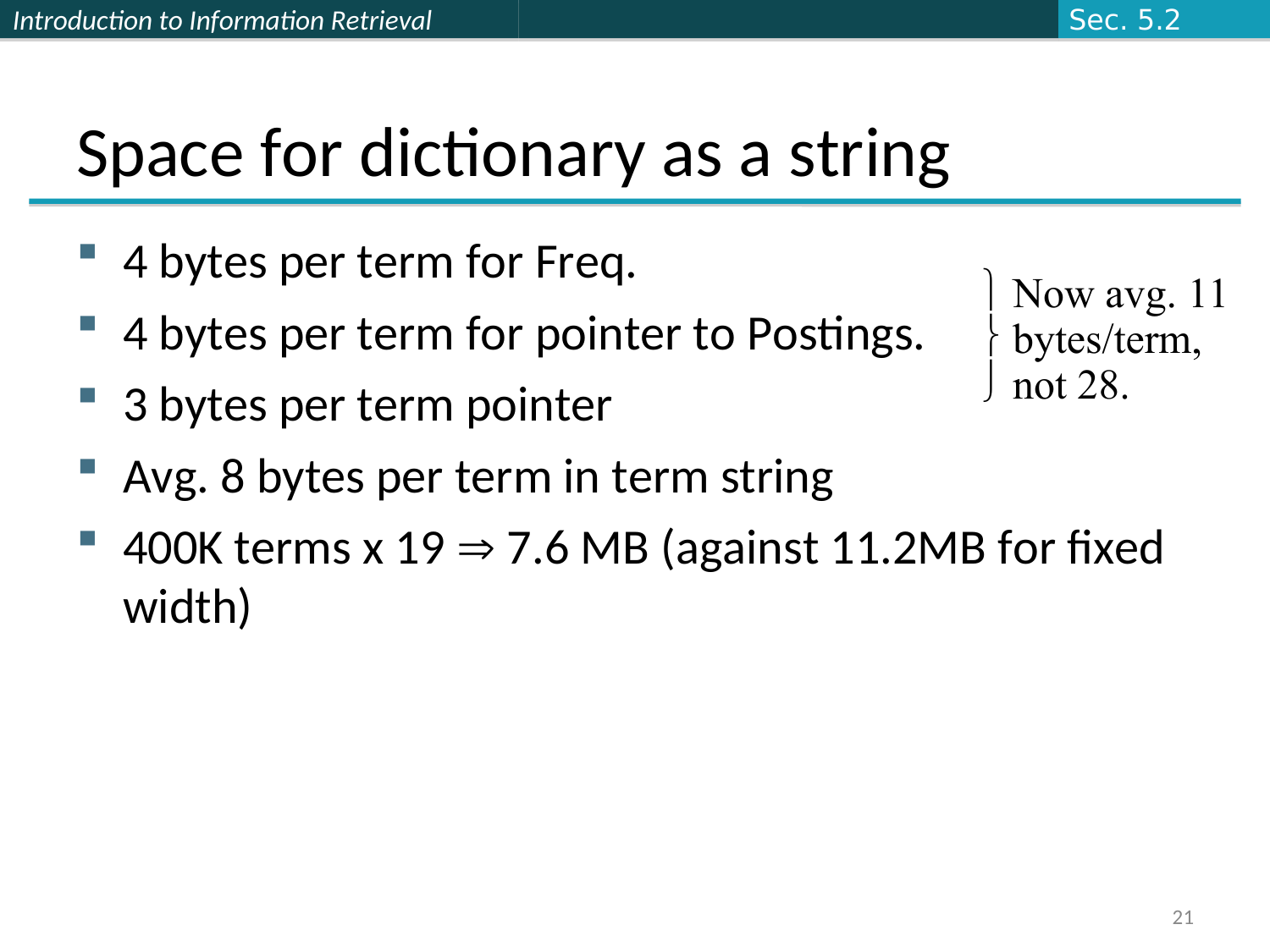# Space for dictionary as a string

- 4 bytes per term for Freq.
- 4 bytes per term for pointer to Postings.
- 3 bytes per term pointer
- Avg. 8 bytes per term in term string
- 400K terms x 19 ⇒ 7.6 MB (against 11.2MB for fixed width)

Now avg. 11 bytes/term, not 28.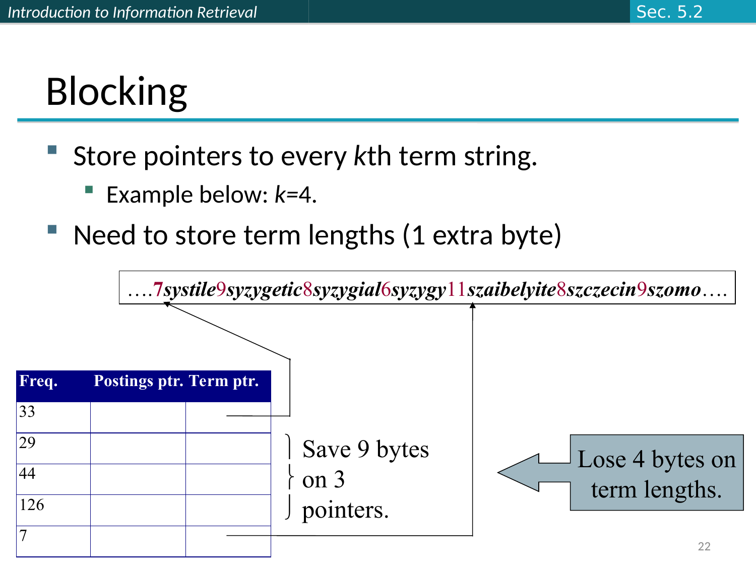# Blocking

- Store pointers to every *k*th term string.
  - Example below: *k*=4.
- Need to store term lengths (1 extra byte)

….**7*systile*9*syzygetic*8*syzygial*6*syzygy*11*szaibelyite*8*szczecin*9*szomo***….

| Freq. | Postings ptr. | Term ptr. |
|---|---|---|
| 33 | | |
| 29 | | |
| 44 | | |
| 126 | | |
| 7 | | |

Save 9 bytes on 3 pointers.

Lose 4 bytes on term lengths.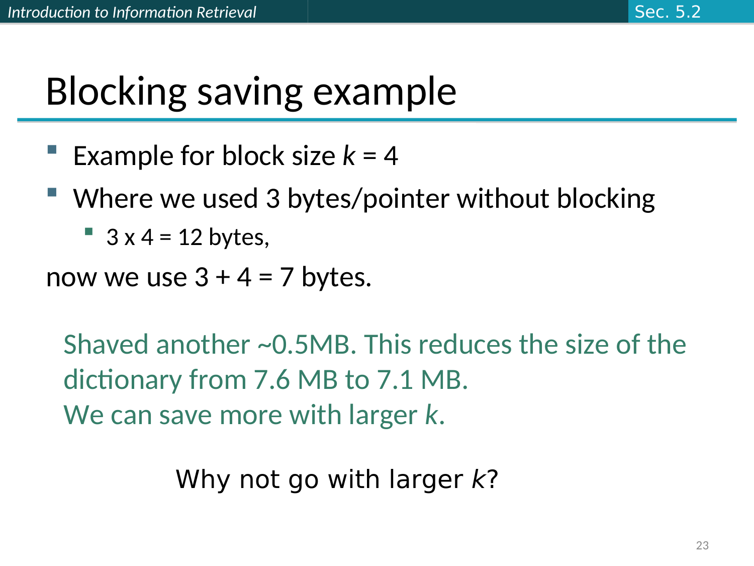# Blocking saving example

- Example for block size $k = 4$
- Where we used 3 bytes/pointer without blocking
  - 3 x 4 = 12 bytes,

now we use 3 + 4 = 7 bytes.

Shaved another ~0.5MB. This reduces the size of the dictionary from 7.6 MB to 7.1 MB.
We can save more with larger $k$.

Why not go with larger $k$?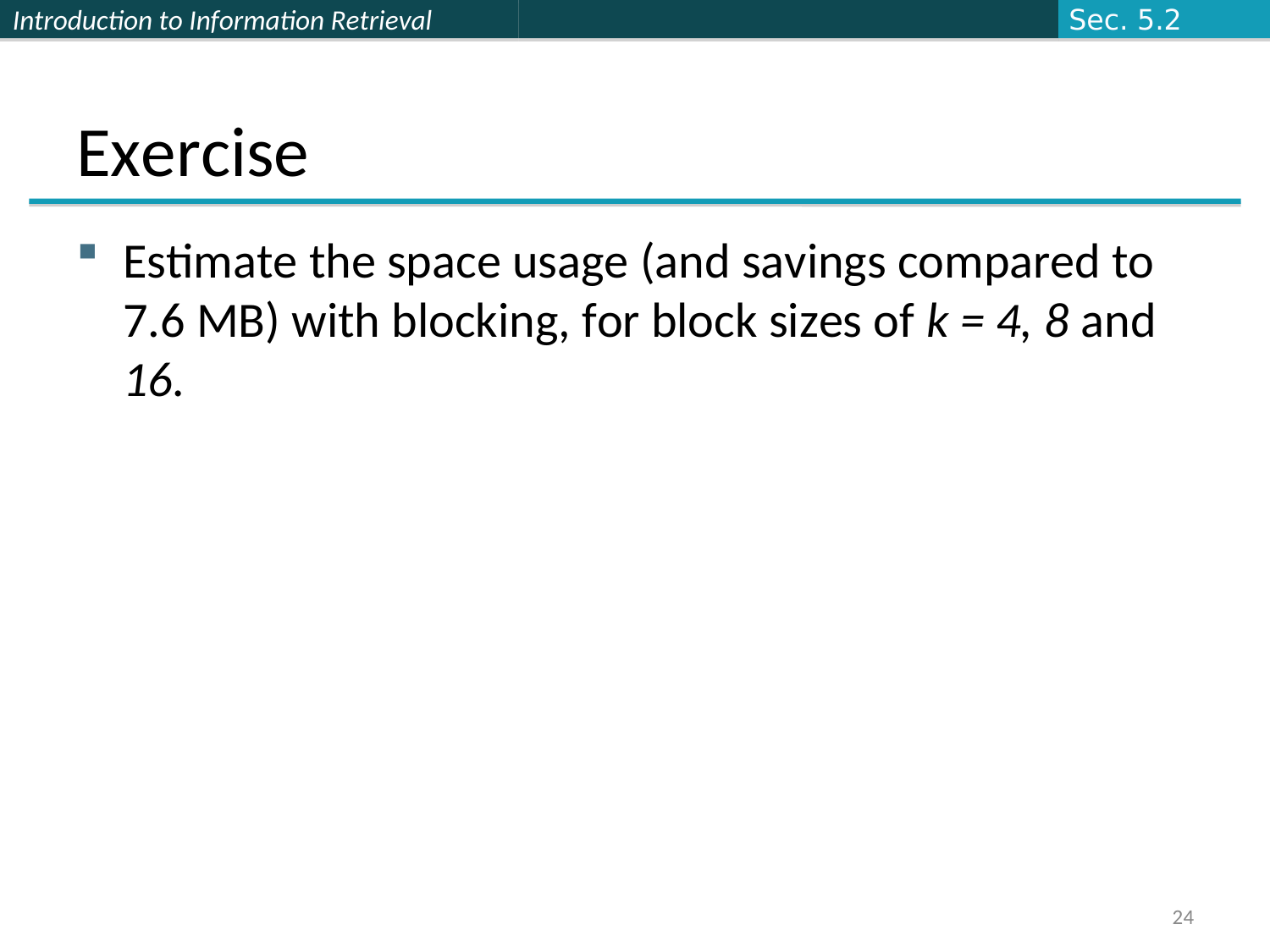# Exercise

- Estimate the space usage (and savings compared to 7.6 MB) with blocking, for block sizes of $k = 4$, *8* and *16*.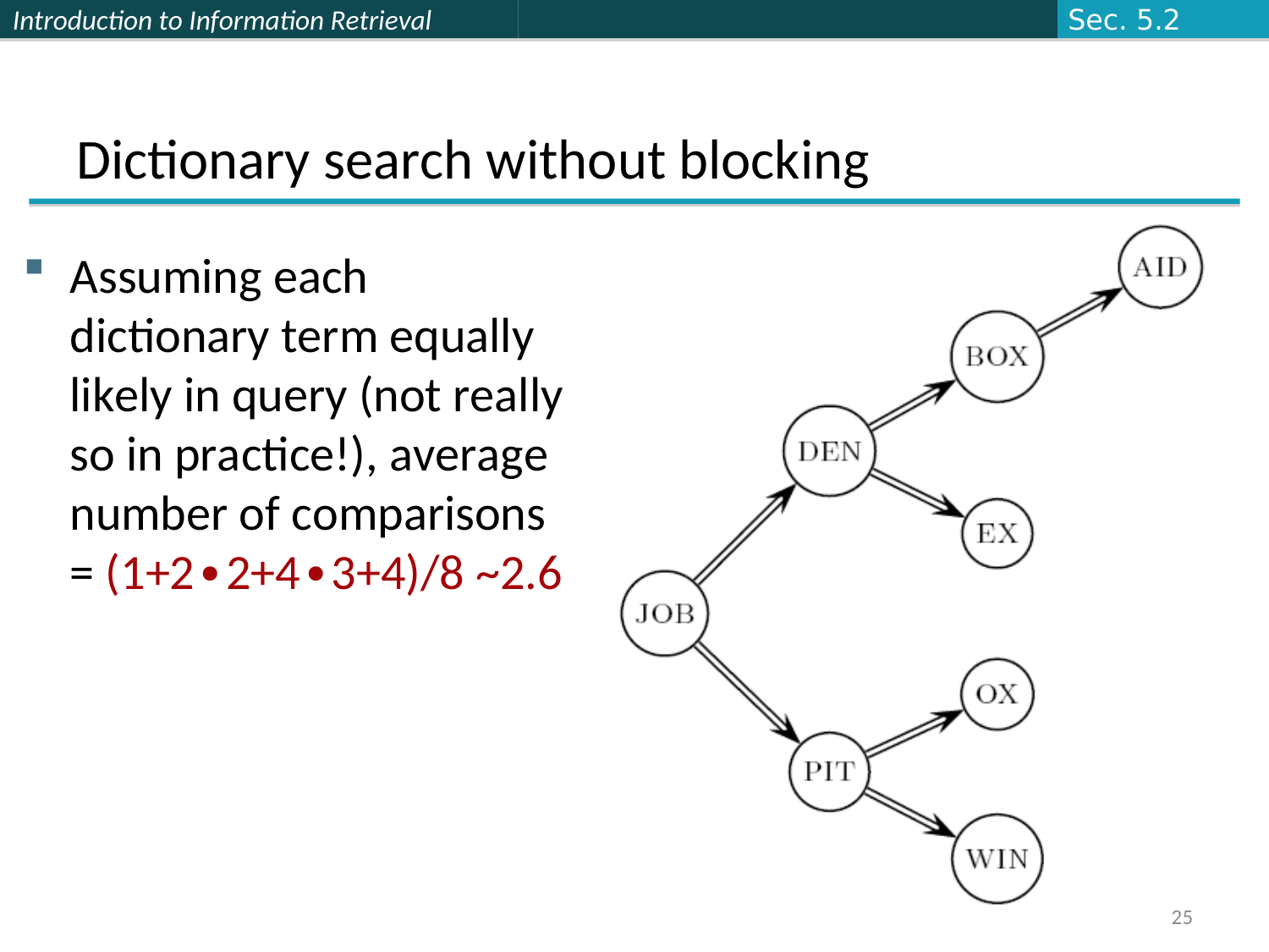# Dictionary search without blocking

- Assuming each dictionary term equally likely in query (not really so in practice!), average number of comparisons = $(1+2 \cdot 2+4 \cdot 3+4)/8 \sim 2.6$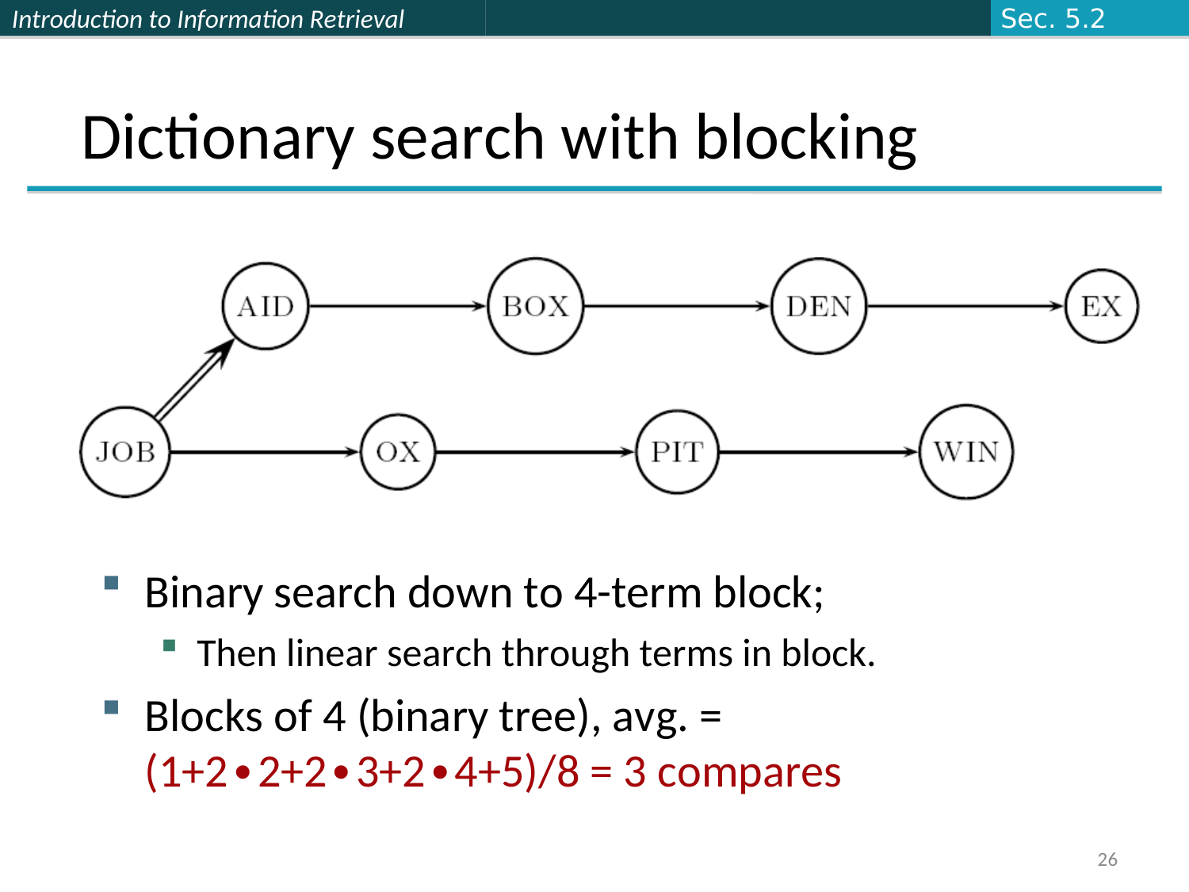# Dictionary search with blocking

- Binary search down to 4-term block;
  - Then linear search through terms in block.
- Blocks of 4 (binary tree), avg. = (1+2•2+2•3+2•4+5)/8 = 3 compares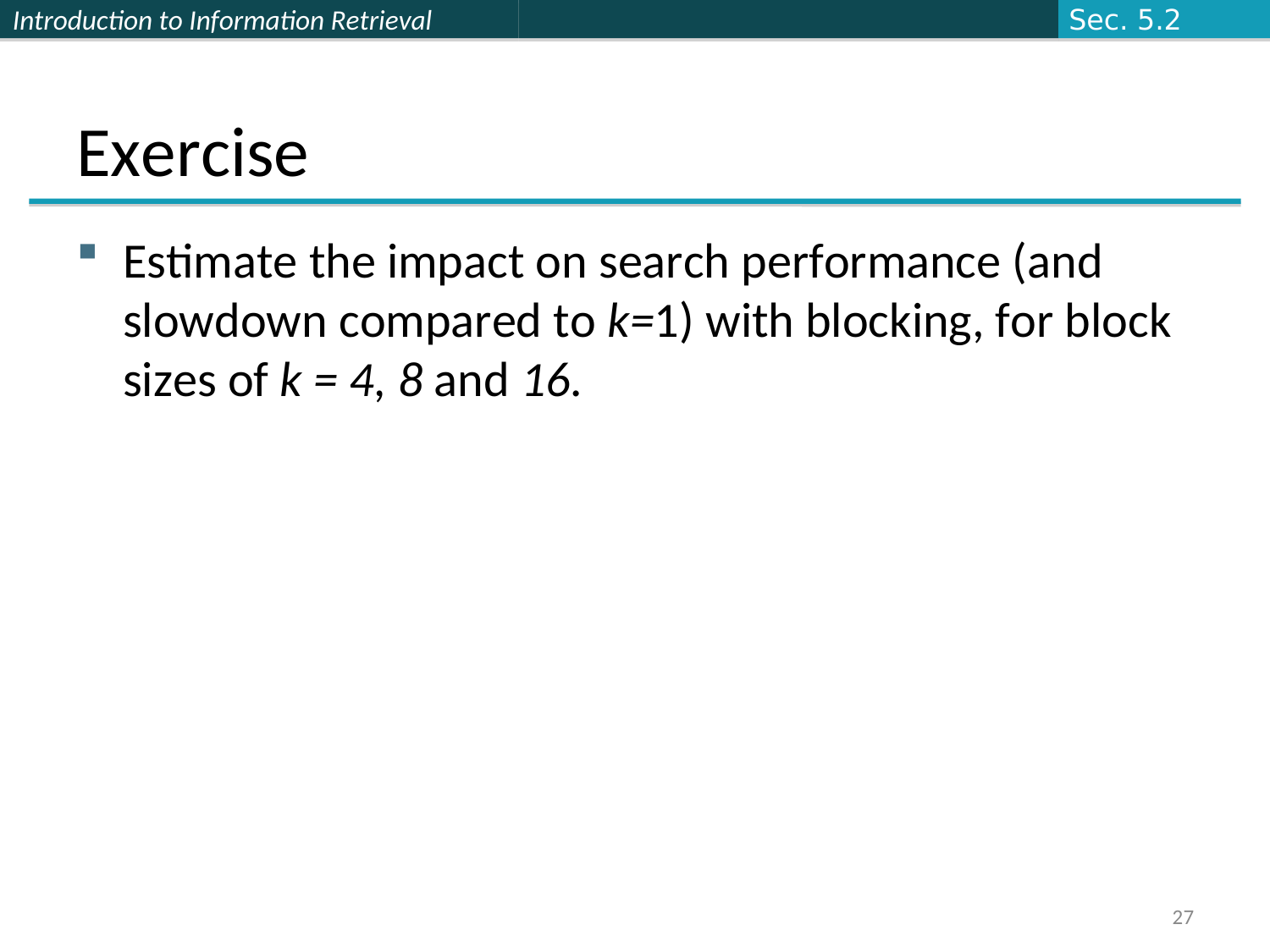# Exercise

- Estimate the impact on search performance (and slowdown compared to $k$=1) with blocking, for block sizes of $k$ = 4, 8 and 16.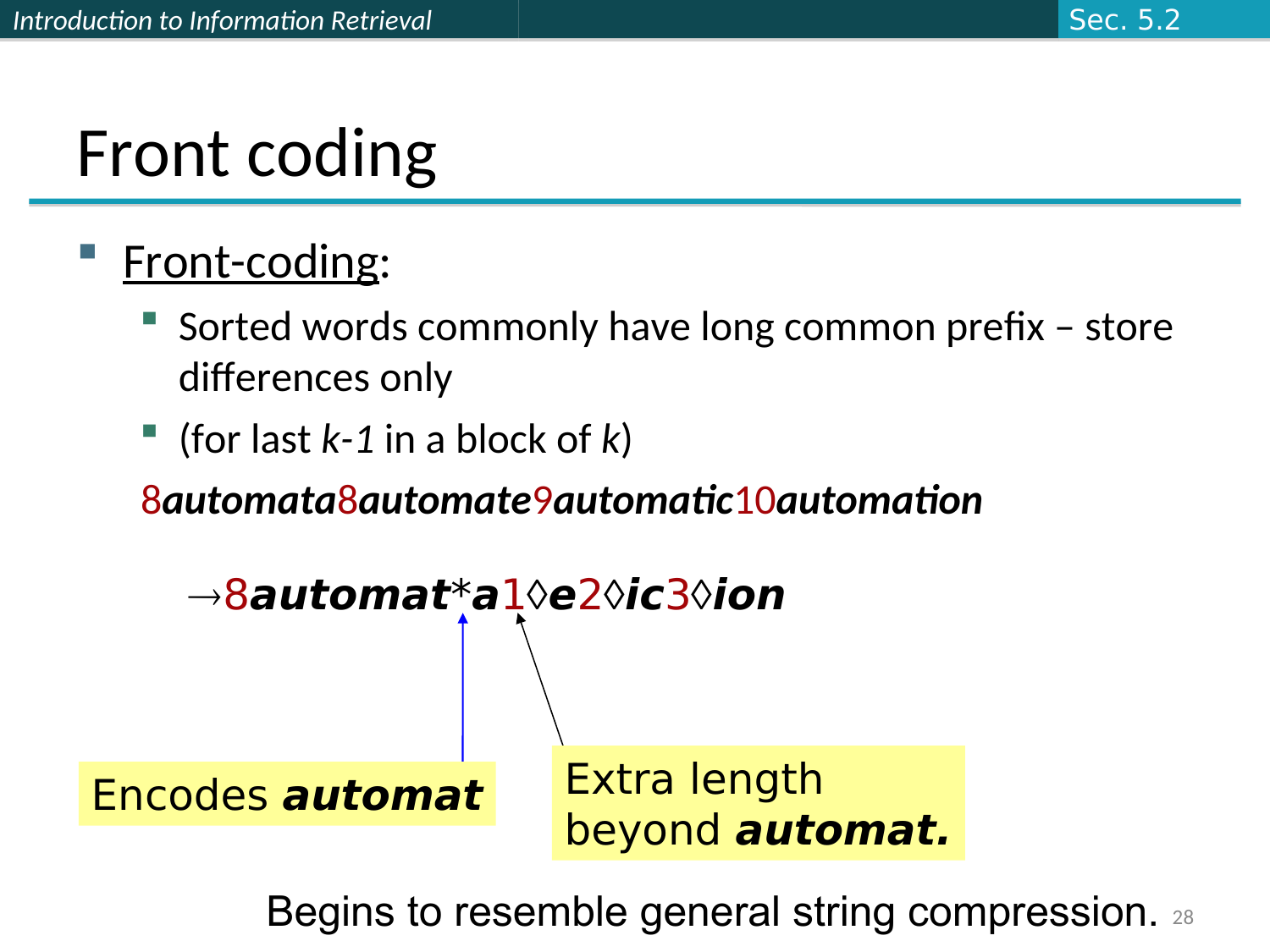# Front coding

- Front-coding:
  - Sorted words commonly have long common prefix – store differences only
  - (for last *k-1* in a block of *k*)

8***automata***8***automate***9***automatic***10***automation***

→8***automat****a1◊e2◊ic3◊ion***

Encodes ***automat***

Extra length beyond ***automat.***

Begins to resemble general string compression.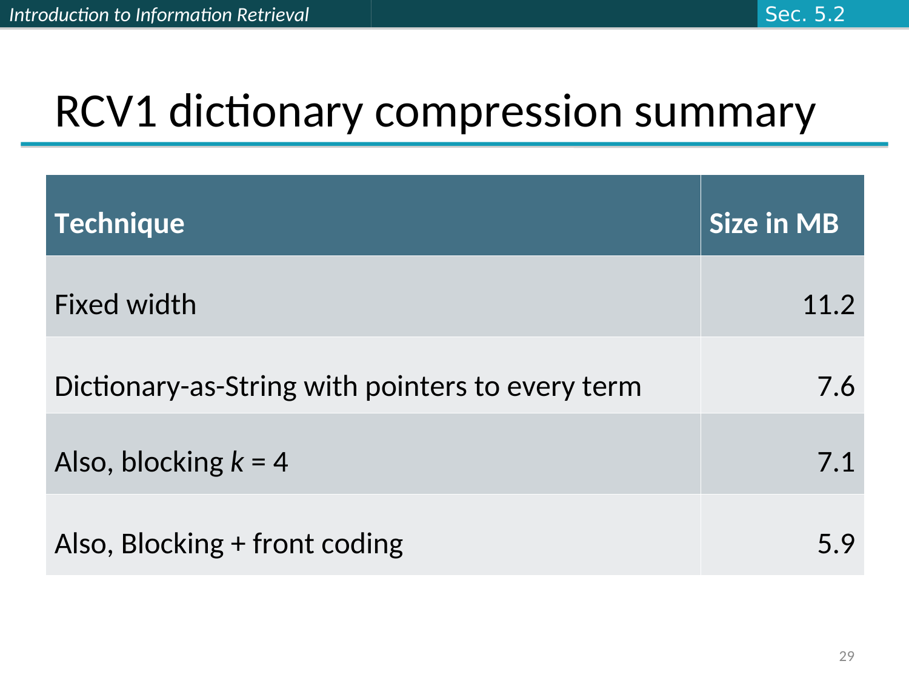# RCV1 dictionary compression summary

| **Technique** | **Size in MB** |
|---|---|
| Fixed width | 11.2 |
| Dictionary-as-String with pointers to every term | 7.6 |
| Also, blocking $k$ = 4 | 7.1 |
| Also, Blocking + front coding | 5.9 |